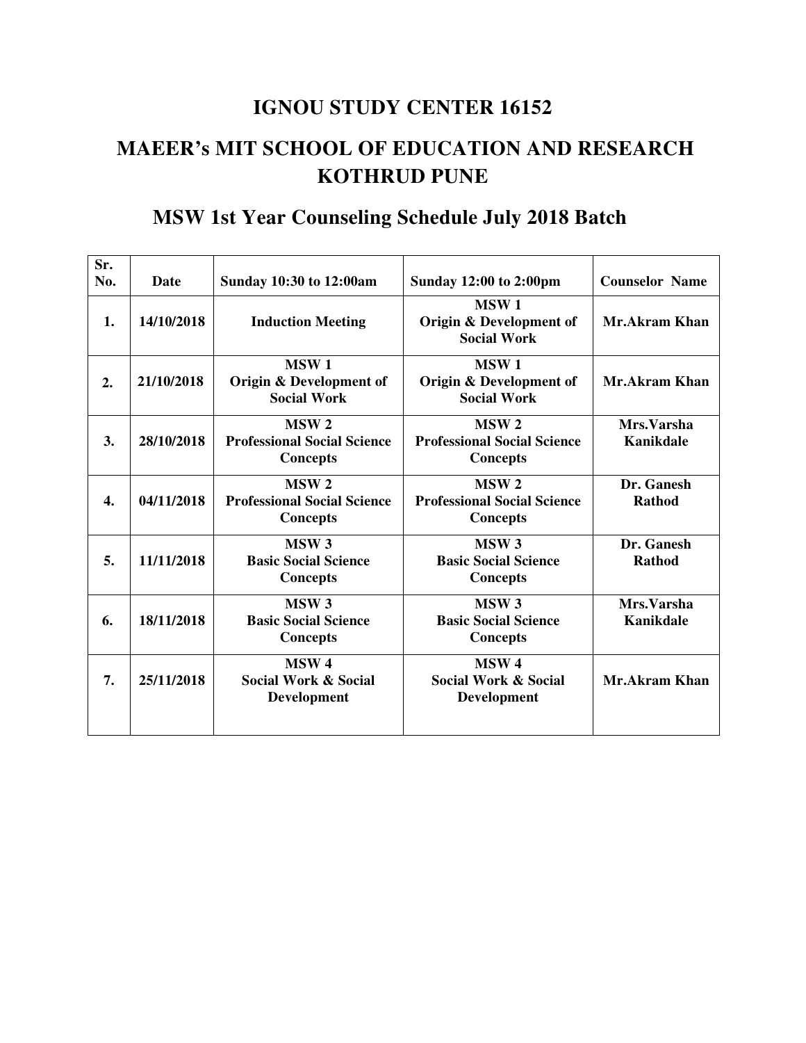# IGNOU STUDY CENTER 16152

# MAEER's MIT SCHOOL OF EDUCATION AND RESEARCH KOTHRUD PUNE

## MSW 1st Year Counseling Schedule July 2018 Batch

| Sr. No. | Date | Sunday 10:30 to 12:00am | Sunday 12:00 to 2:00pm | Counselor Name |
|---|---|---|---|---|
| 1. | 14/10/2018 | Induction Meeting | MSW 1 Origin & Development of Social Work | Mr.Akram Khan |
| 2. | 21/10/2018 | MSW 1 Origin & Development of Social Work | MSW 1 Origin & Development of Social Work | Mr.Akram Khan |
| 3. | 28/10/2018 | MSW 2 Professional Social Science Concepts | MSW 2 Professional Social Science Concepts | Mrs.Varsha Kanikdale |
| 4. | 04/11/2018 | MSW 2 Professional Social Science Concepts | MSW 2 Professional Social Science Concepts | Dr. Ganesh Rathod |
| 5. | 11/11/2018 | MSW 3 Basic Social Science Concepts | MSW 3 Basic Social Science Concepts | Dr. Ganesh Rathod |
| 6. | 18/11/2018 | MSW 3 Basic Social Science Concepts | MSW 3 Basic Social Science Concepts | Mrs.Varsha Kanikdale |
| 7. | 25/11/2018 | MSW 4 Social Work & Social Development | MSW 4 Social Work & Social Development | Mr.Akram Khan |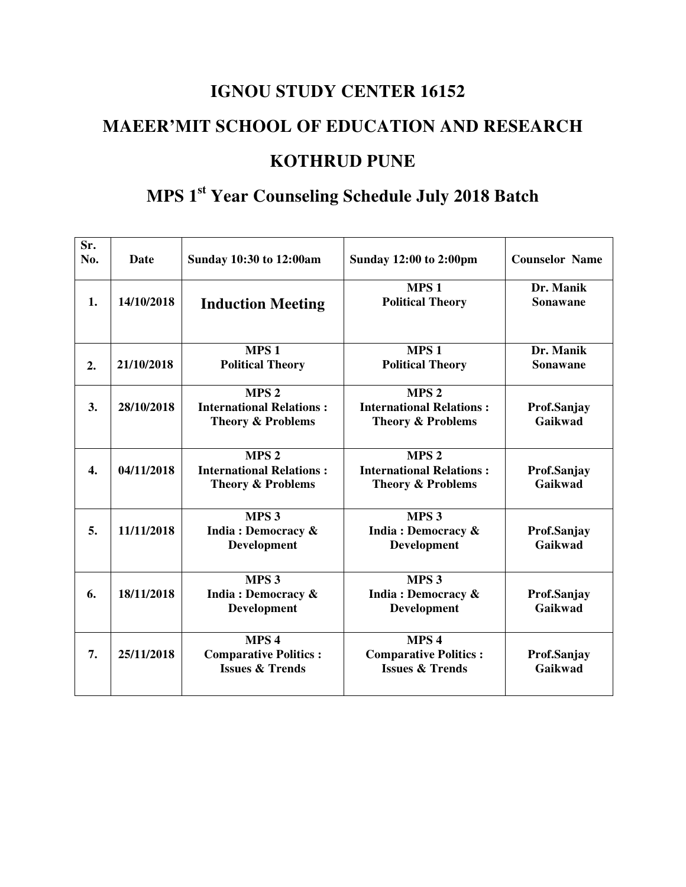# IGNOU STUDY CENTER 16152

# MAEER'MIT SCHOOL OF EDUCATION AND RESEARCH

# KOTHRUD PUNE

## MPS 1st Year Counseling Schedule July 2018 Batch

| Sr. No. | Date | Sunday 10:30 to 12:00am | Sunday 12:00 to 2:00pm | Counselor Name |
|---|---|---|---|---|
| 1. | 14/10/2018 | **Induction Meeting** | **MPS 1** **Political Theory** | **Dr. Manik Sonawane** |
| 2. | 21/10/2018 | **MPS 1** **Political Theory** | **MPS 1** **Political Theory** | **Dr. Manik Sonawane** |
| 3. | 28/10/2018 | **MPS 2** **International Relations : Theory & Problems** | **MPS 2** **International Relations : Theory & Problems** | **Prof.Sanjay Gaikwad** |
| 4. | 04/11/2018 | **MPS 2** **International Relations : Theory & Problems** | **MPS 2** **International Relations : Theory & Problems** | **Prof.Sanjay Gaikwad** |
| 5. | 11/11/2018 | **MPS 3** **India : Democracy & Development** | **MPS 3** **India : Democracy & Development** | **Prof.Sanjay Gaikwad** |
| 6. | 18/11/2018 | **MPS 3** **India : Democracy & Development** | **MPS 3** **India : Democracy & Development** | **Prof.Sanjay Gaikwad** |
| 7. | 25/11/2018 | **MPS 4** **Comparative Politics : Issues & Trends** | **MPS 4** **Comparative Politics : Issues & Trends** | **Prof.Sanjay Gaikwad** |